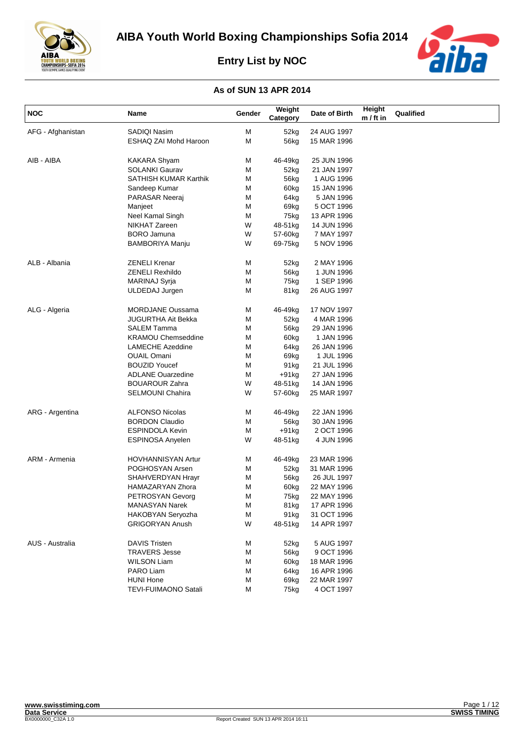# AIBA Youth World Boxing Championships Sofia 2014

## Entry List by NOC

### As of SUN 13 APR 2014

| NOC | Name | Gender | Weight Category | Date of Birth | Height m / ft in | Qualified |
|---|---|---|---|---|---|---|
| AFG - Afghanistan | SADIQI Nasim | M | 52kg | 24 AUG 1997 | | |
| | ESHAQ ZAI Mohd Haroon | M | 56kg | 15 MAR 1996 | | |
| AIB - AIBA | KAKARA Shyam | M | 46-49kg | 25 JUN 1996 | | |
| | SOLANKI Gaurav | M | 52kg | 21 JAN 1997 | | |
| | SATHISH KUMAR Karthik | M | 56kg | 1 AUG 1996 | | |
| | Sandeep Kumar | M | 60kg | 15 JAN 1996 | | |
| | PARASAR Neeraj | M | 64kg | 5 JAN 1996 | | |
| | Manjeet | M | 69kg | 5 OCT 1996 | | |
| | Neel Kamal Singh | M | 75kg | 13 APR 1996 | | |
| | NIKHAT Zareen | W | 48-51kg | 14 JUN 1996 | | |
| | BORO Jamuna | W | 57-60kg | 7 MAY 1997 | | |
| | BAMBORIYA Manju | W | 69-75kg | 5 NOV 1996 | | |
| ALB - Albania | ZENELI Krenar | M | 52kg | 2 MAY 1996 | | |
| | ZENELI Rexhildo | M | 56kg | 1 JUN 1996 | | |
| | MARINAJ Syrja | M | 75kg | 1 SEP 1996 | | |
| | ULDEDAJ Jurgen | M | 81kg | 26 AUG 1997 | | |
| ALG - Algeria | MORDJANE Oussama | M | 46-49kg | 17 NOV 1997 | | |
| | JUGURTHA Ait Bekka | M | 52kg | 4 MAR 1996 | | |
| | SALEM Tamma | M | 56kg | 29 JAN 1996 | | |
| | KRAMOU Chemseddine | M | 60kg | 1 JAN 1996 | | |
| | LAMECHE Azeddine | M | 64kg | 26 JAN 1996 | | |
| | OUAIL Omani | M | 69kg | 1 JUL 1996 | | |
| | BOUZID Youcef | M | 91kg | 21 JUL 1996 | | |
| | ADLANE Ouarzedine | M | +91kg | 27 JAN 1996 | | |
| | BOUAROUR Zahra | W | 48-51kg | 14 JAN 1996 | | |
| | SELMOUNI Chahira | W | 57-60kg | 25 MAR 1997 | | |
| ARG - Argentina | ALFONSO Nicolas | M | 46-49kg | 22 JAN 1996 | | |
| | BORDON Claudio | M | 56kg | 30 JAN 1996 | | |
| | ESPINDOLA Kevin | M | +91kg | 2 OCT 1996 | | |
| | ESPINOSA Anyelen | W | 48-51kg | 4 JUN 1996 | | |
| ARM - Armenia | HOVHANNISYAN Artur | M | 46-49kg | 23 MAR 1996 | | |
| | POGHOSYAN Arsen | M | 52kg | 31 MAR 1996 | | |
| | SHAHVERDYAN Hrayr | M | 56kg | 26 JUL 1997 | | |
| | HAMAZARYAN Zhora | M | 60kg | 22 MAY 1996 | | |
| | PETROSYAN Gevorg | M | 75kg | 22 MAY 1996 | | |
| | MANASYAN Narek | M | 81kg | 17 APR 1996 | | |
| | HAKOBYAN Seryozha | M | 91kg | 31 OCT 1996 | | |
| | GRIGORYAN Anush | W | 48-51kg | 14 APR 1997 | | |
| AUS - Australia | DAVIS Tristen | M | 52kg | 5 AUG 1997 | | |
| | TRAVERS Jesse | M | 56kg | 9 OCT 1996 | | |
| | WILSON Liam | M | 60kg | 18 MAR 1996 | | |
| | PARO Liam | M | 64kg | 16 APR 1996 | | |
| | HUNI Hone | M | 69kg | 22 MAR 1997 | | |
| | TEVI-FUIMAONO Satali | M | 75kg | 4 OCT 1997 | | |

www.swisstiming.com
Data Service
BX0000000_C32A 1.0
Report Created SUN 13 APR 2014 16:11
SWISS TIMING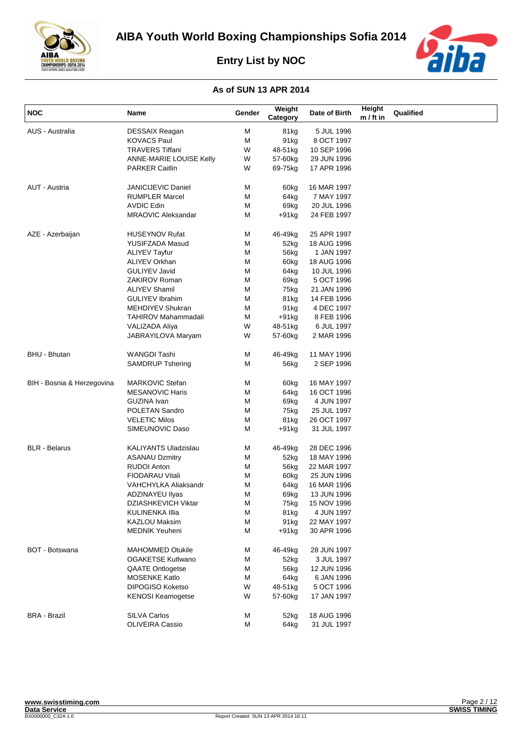# AIBA Youth World Boxing Championships Sofia 2014

## Entry List by NOC

### As of SUN 13 APR 2014

| NOC | Name | Gender | Weight Category | Date of Birth | Height m / ft in | Qualified |
|---|---|---|---|---|---|---|
| AUS - Australia | DESSAIX Reagan | M | 81kg | 5 JUL 1996 | | |
| | KOVACS Paul | M | 91kg | 8 OCT 1997 | | |
| | TRAVERS Tiffani | W | 48-51kg | 10 SEP 1996 | | |
| | ANNE-MARIE LOUISE Kelly | W | 57-60kg | 29 JUN 1996 | | |
| | PARKER Caitlin | W | 69-75kg | 17 APR 1996 | | |
| AUT - Austria | JANICIJEVIC Daniel | M | 60kg | 16 MAR 1997 | | |
| | RUMPLER Marcel | M | 64kg | 7 MAY 1997 | | |
| | AVDIC Edin | M | 69kg | 20 JUL 1996 | | |
| | MRAOVIC Aleksandar | M | +91kg | 24 FEB 1997 | | |
| AZE - Azerbaijan | HUSEYNOV Rufat | M | 46-49kg | 25 APR 1997 | | |
| | YUSIFZADA Masud | M | 52kg | 18 AUG 1996 | | |
| | ALIYEV Tayfur | M | 56kg | 1 JAN 1997 | | |
| | ALIYEV Orkhan | M | 60kg | 18 AUG 1996 | | |
| | GULIYEV Javid | M | 64kg | 10 JUL 1996 | | |
| | ZAKIROV Roman | M | 69kg | 5 OCT 1996 | | |
| | ALIYEV Shamil | M | 75kg | 21 JAN 1996 | | |
| | GULIYEV Ibrahim | M | 81kg | 14 FEB 1996 | | |
| | MEHDIYEV Shukran | M | 91kg | 4 DEC 1997 | | |
| | TAHIROV Mahammadali | M | +91kg | 8 FEB 1996 | | |
| | VALIZADA Aliya | W | 48-51kg | 6 JUL 1997 | | |
| | JABRAYILOVA Maryam | W | 57-60kg | 2 MAR 1996 | | |
| BHU - Bhutan | WANGDI Tashi | M | 46-49kg | 11 MAY 1996 | | |
| | SAMDRUP Tshering | M | 56kg | 2 SEP 1996 | | |
| BIH - Bosnia & Herzegovina | MARKOVIC Stefan | M | 60kg | 16 MAY 1997 | | |
| | MESANOVIC Haris | M | 64kg | 16 OCT 1996 | | |
| | GUZINA Ivan | M | 69kg | 4 JUN 1997 | | |
| | POLETAN Sandro | M | 75kg | 25 JUL 1997 | | |
| | VELETIC Milos | M | 81kg | 26 OCT 1997 | | |
| | SIMEUNOVIC Daso | M | +91kg | 31 JUL 1997 | | |
| BLR - Belarus | KALIYANTS Uladzislau | M | 46-49kg | 28 DEC 1996 | | |
| | ASANAU Dzmitry | M | 52kg | 18 MAY 1996 | | |
| | RUDOI Anton | M | 56kg | 22 MAR 1997 | | |
| | FIODARAU Vitali | M | 60kg | 25 JUN 1996 | | |
| | VAHCHYLKA Aliaksandr | M | 64kg | 16 MAR 1996 | | |
| | ADZINAYEU Ilyas | M | 69kg | 13 JUN 1996 | | |
| | DZIASHKEVICH Viktar | M | 75kg | 15 NOV 1996 | | |
| | KULINENKA Illia | M | 81kg | 4 JUN 1997 | | |
| | KAZLOU Maksim | M | 91kg | 22 MAY 1997 | | |
| | MEDNIK Yeuheni | M | +91kg | 30 APR 1996 | | |
| BOT - Botswana | MAHOMMED Otukile | M | 46-49kg | 28 JUN 1997 | | |
| | OGAKETSE Kutlwano | M | 52kg | 3 JUL 1997 | | |
| | QAATE Ontlogetse | M | 56kg | 12 JUN 1996 | | |
| | MOSENKE Katlo | M | 64kg | 6 JAN 1996 | | |
| | DIPOGISO Koketso | W | 48-51kg | 5 OCT 1996 | | |
| | KENOSI Keamogetse | W | 57-60kg | 17 JAN 1997 | | |
| BRA - Brazil | SILVA Carlos | M | 52kg | 18 AUG 1996 | | |
| | OLIVEIRA Cassio | M | 64kg | 31 JUL 1997 | | |

www.swisstiming.com
Data Service
BX0000000_C32A 1.0
Report Created SUN 13 APR 2014 16:11
SWISS TIMING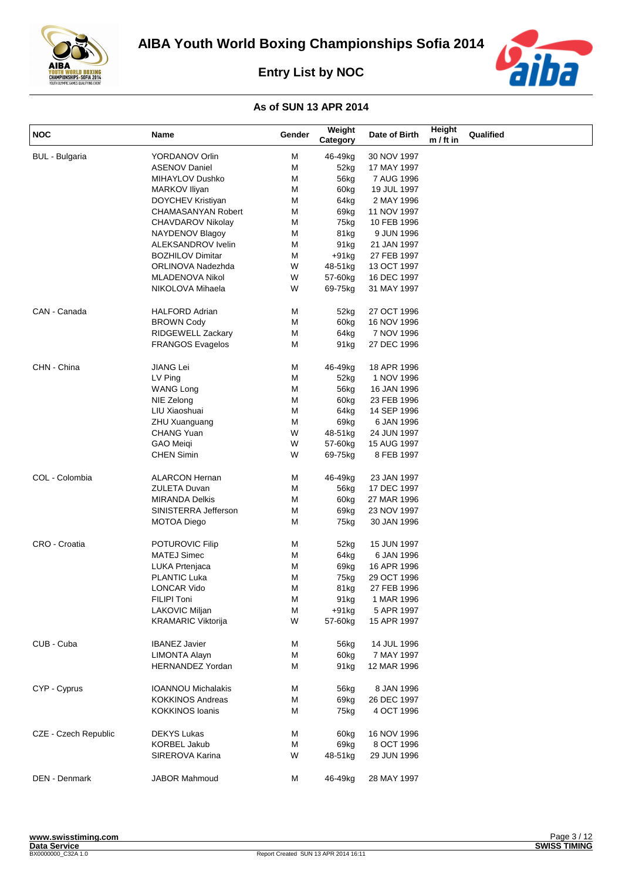# AIBA Youth World Boxing Championships Sofia 2014

## Entry List by NOC

### As of SUN 13 APR 2014

| NOC | Name | Gender | Weight Category | Date of Birth | Height m / ft in | Qualified |
|---|---|---|---|---|---|---|
| BUL - Bulgaria | YORDANOV Orlin | M | 46-49kg | 30 NOV 1997 | | |
| | ASENOV Daniel | M | 52kg | 17 MAY 1997 | | |
| | MIHAYLOV Dushko | M | 56kg | 7 AUG 1996 | | |
| | MARKOV Iliyan | M | 60kg | 19 JUL 1997 | | |
| | DOYCHEV Kristiyan | M | 64kg | 2 MAY 1996 | | |
| | CHAMASANYAN Robert | M | 69kg | 11 NOV 1997 | | |
| | CHAVDAROV Nikolay | M | 75kg | 10 FEB 1996 | | |
| | NAYDENOV Blagoy | M | 81kg | 9 JUN 1996 | | |
| | ALEKSANDROV Ivelin | M | 91kg | 21 JAN 1997 | | |
| | BOZHILOV Dimitar | M | +91kg | 27 FEB 1997 | | |
| | ORLINOVA Nadezhda | W | 48-51kg | 13 OCT 1997 | | |
| | MLADENOVA Nikol | W | 57-60kg | 16 DEC 1997 | | |
| | NIKOLOVA Mihaela | W | 69-75kg | 31 MAY 1997 | | |
| CAN - Canada | HALFORD Adrian | M | 52kg | 27 OCT 1996 | | |
| | BROWN Cody | M | 60kg | 16 NOV 1996 | | |
| | RIDGEWELL Zackary | M | 64kg | 7 NOV 1996 | | |
| | FRANGOS Evagelos | M | 91kg | 27 DEC 1996 | | |
| CHN - China | JIANG Lei | M | 46-49kg | 18 APR 1996 | | |
| | LV Ping | M | 52kg | 1 NOV 1996 | | |
| | WANG Long | M | 56kg | 16 JAN 1996 | | |
| | NIE Zelong | M | 60kg | 23 FEB 1996 | | |
| | LIU Xiaoshuai | M | 64kg | 14 SEP 1996 | | |
| | ZHU Xuanguang | M | 69kg | 6 JAN 1996 | | |
| | CHANG Yuan | W | 48-51kg | 24 JUN 1997 | | |
| | GAO Meiqi | W | 57-60kg | 15 AUG 1997 | | |
| | CHEN Simin | W | 69-75kg | 8 FEB 1997 | | |
| COL - Colombia | ALARCON Hernan | M | 46-49kg | 23 JAN 1997 | | |
| | ZULETA Duvan | M | 56kg | 17 DEC 1997 | | |
| | MIRANDA Delkis | M | 60kg | 27 MAR 1996 | | |
| | SINISTERRA Jefferson | M | 69kg | 23 NOV 1997 | | |
| | MOTOA Diego | M | 75kg | 30 JAN 1996 | | |
| CRO - Croatia | POTUROVIC Filip | M | 52kg | 15 JUN 1997 | | |
| | MATEJ Simec | M | 64kg | 6 JAN 1996 | | |
| | LUKA Prtenjaca | M | 69kg | 16 APR 1996 | | |
| | PLANTIC Luka | M | 75kg | 29 OCT 1996 | | |
| | LONCAR Vido | M | 81kg | 27 FEB 1996 | | |
| | FILIPI Toni | M | 91kg | 1 MAR 1996 | | |
| | LAKOVIC Miljan | M | +91kg | 5 APR 1997 | | |
| | KRAMARIC Viktorija | W | 57-60kg | 15 APR 1997 | | |
| CUB - Cuba | IBANEZ Javier | M | 56kg | 14 JUL 1996 | | |
| | LIMONTA Alayn | M | 60kg | 7 MAY 1997 | | |
| | HERNANDEZ Yordan | M | 91kg | 12 MAR 1996 | | |
| CYP - Cyprus | IOANNOU Michalakis | M | 56kg | 8 JAN 1996 | | |
| | KOKKINOS Andreas | M | 69kg | 26 DEC 1997 | | |
| | KOKKINOS Ioanis | M | 75kg | 4 OCT 1996 | | |
| CZE - Czech Republic | DEKYS Lukas | M | 60kg | 16 NOV 1996 | | |
| | KORBEL Jakub | M | 69kg | 8 OCT 1996 | | |
| | SIREROVA Karina | W | 48-51kg | 29 JUN 1996 | | |
| DEN - Denmark | JABOR Mahmoud | M | 46-49kg | 28 MAY 1997 | | |

www.swisstiming.com
Data Service
BX0000000_C32A 1.0
Report Created SUN 13 APR 2014 16:11
SWISS TIMING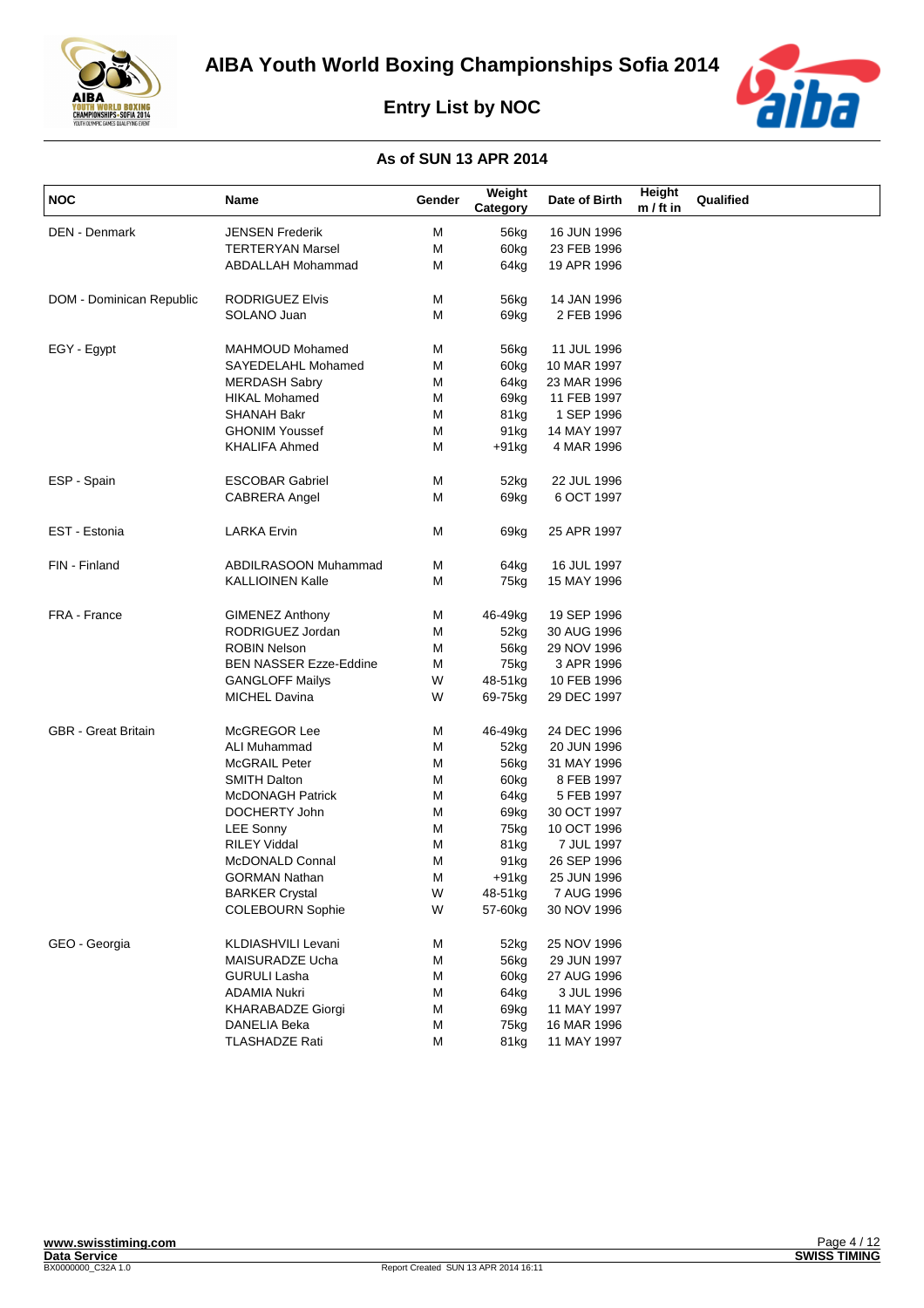# AIBA Youth World Boxing Championships Sofia 2014

## Entry List by NOC

### As of SUN 13 APR 2014

| NOC | Name | Gender | Weight Category | Date of Birth | Height m / ft in | Qualified |
|---|---|---|---|---|---|---|
| DEN - Denmark | JENSEN Frederik | M | 56kg | 16 JUN 1996 | | |
| | TERTERYAN Marsel | M | 60kg | 23 FEB 1996 | | |
| | ABDALLAH Mohammad | M | 64kg | 19 APR 1996 | | |
| DOM - Dominican Republic | RODRIGUEZ Elvis | M | 56kg | 14 JAN 1996 | | |
| | SOLANO Juan | M | 69kg | 2 FEB 1996 | | |
| EGY - Egypt | MAHMOUD Mohamed | M | 56kg | 11 JUL 1996 | | |
| | SAYEDELAHL Mohamed | M | 60kg | 10 MAR 1997 | | |
| | MERDASH Sabry | M | 64kg | 23 MAR 1996 | | |
| | HIKAL Mohamed | M | 69kg | 11 FEB 1997 | | |
| | SHANAH Bakr | M | 81kg | 1 SEP 1996 | | |
| | GHONIM Youssef | M | 91kg | 14 MAY 1997 | | |
| | KHALIFA Ahmed | M | +91kg | 4 MAR 1996 | | |
| ESP - Spain | ESCOBAR Gabriel | M | 52kg | 22 JUL 1996 | | |
| | CABRERA Angel | M | 69kg | 6 OCT 1997 | | |
| EST - Estonia | LARKA Ervin | M | 69kg | 25 APR 1997 | | |
| FIN - Finland | ABDILRASOON Muhammad | M | 64kg | 16 JUL 1997 | | |
| | KALLIOINEN Kalle | M | 75kg | 15 MAY 1996 | | |
| FRA - France | GIMENEZ Anthony | M | 46-49kg | 19 SEP 1996 | | |
| | RODRIGUEZ Jordan | M | 52kg | 30 AUG 1996 | | |
| | ROBIN Nelson | M | 56kg | 29 NOV 1996 | | |
| | BEN NASSER Ezze-Eddine | M | 75kg | 3 APR 1996 | | |
| | GANGLOFF Mailys | W | 48-51kg | 10 FEB 1996 | | |
| | MICHEL Davina | W | 69-75kg | 29 DEC 1997 | | |
| GBR - Great Britain | McGREGOR Lee | M | 46-49kg | 24 DEC 1996 | | |
| | ALI Muhammad | M | 52kg | 20 JUN 1996 | | |
| | McGRAIL Peter | M | 56kg | 31 MAY 1996 | | |
| | SMITH Dalton | M | 60kg | 8 FEB 1997 | | |
| | McDONAGH Patrick | M | 64kg | 5 FEB 1997 | | |
| | DOCHERTY John | M | 69kg | 30 OCT 1997 | | |
| | LEE Sonny | M | 75kg | 10 OCT 1996 | | |
| | RILEY Viddal | M | 81kg | 7 JUL 1997 | | |
| | McDONALD Connal | M | 91kg | 26 SEP 1996 | | |
| | GORMAN Nathan | M | +91kg | 25 JUN 1996 | | |
| | BARKER Crystal | W | 48-51kg | 7 AUG 1996 | | |
| | COLEBOURN Sophie | W | 57-60kg | 30 NOV 1996 | | |
| GEO - Georgia | KLDIASHVILI Levani | M | 52kg | 25 NOV 1996 | | |
| | MAISURADZE Ucha | M | 56kg | 29 JUN 1997 | | |
| | GURULI Lasha | M | 60kg | 27 AUG 1996 | | |
| | ADAMIA Nukri | M | 64kg | 3 JUL 1996 | | |
| | KHARABADZE Giorgi | M | 69kg | 11 MAY 1997 | | |
| | DANELIA Beka | M | 75kg | 16 MAR 1996 | | |
| | TLASHADZE Rati | M | 81kg | 11 MAY 1997 | | |

www.swisstiming.com
Data Service
BX0000000_C32A 1.0
Report Created SUN 13 APR 2014 16:11
SWISS TIMING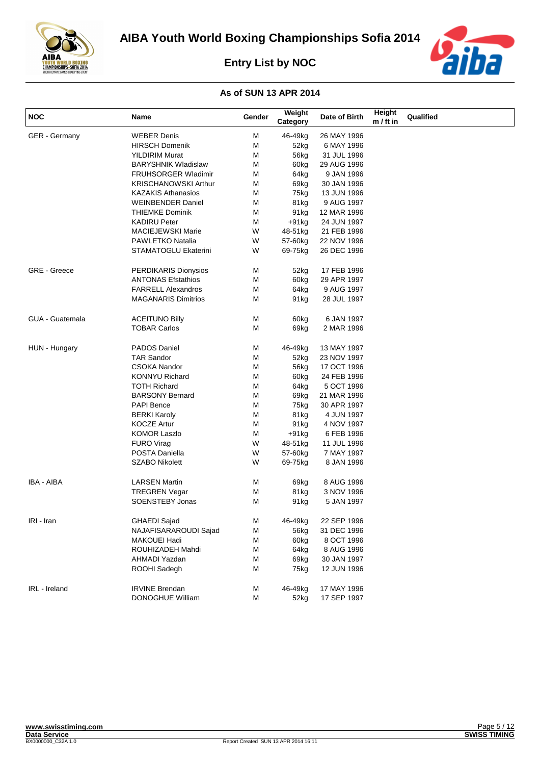# AIBA Youth World Boxing Championships Sofia 2014

## Entry List by NOC

### As of SUN 13 APR 2014

| NOC | Name | Gender | Weight Category | Date of Birth | Height m / ft in | Qualified |
|---|---|---|---|---|---|---|
| GER - Germany | WEBER Denis | M | 46-49kg | 26 MAY 1996 | | |
| | HIRSCH Domenik | M | 52kg | 6 MAY 1996 | | |
| | YILDIRIM Murat | M | 56kg | 31 JUL 1996 | | |
| | BARYSHNIK Wladislaw | M | 60kg | 29 AUG 1996 | | |
| | FRUHSORGER Wladimir | M | 64kg | 9 JAN 1996 | | |
| | KRISCHANOWSKI Arthur | M | 69kg | 30 JAN 1996 | | |
| | KAZAKIS Athanasios | M | 75kg | 13 JUN 1996 | | |
| | WEINBENDER Daniel | M | 81kg | 9 AUG 1997 | | |
| | THIEMKE Dominik | M | 91kg | 12 MAR 1996 | | |
| | KADIRU Peter | M | +91kg | 24 JUN 1997 | | |
| | MACIEJEWSKI Marie | W | 48-51kg | 21 FEB 1996 | | |
| | PAWLETKO Natalia | W | 57-60kg | 22 NOV 1996 | | |
| | STAMATOGLU Ekaterini | W | 69-75kg | 26 DEC 1996 | | |
| GRE - Greece | PERDIKARIS Dionysios | M | 52kg | 17 FEB 1996 | | |
| | ANTONAS Efstathios | M | 60kg | 29 APR 1997 | | |
| | FARRELL Alexandros | M | 64kg | 9 AUG 1997 | | |
| | MAGANARIS Dimitrios | M | 91kg | 28 JUL 1997 | | |
| GUA - Guatemala | ACEITUNO Billy | M | 60kg | 6 JAN 1997 | | |
| | TOBAR Carlos | M | 69kg | 2 MAR 1996 | | |
| HUN - Hungary | PADOS Daniel | M | 46-49kg | 13 MAY 1997 | | |
| | TAR Sandor | M | 52kg | 23 NOV 1997 | | |
| | CSOKA Nandor | M | 56kg | 17 OCT 1996 | | |
| | KONNYU Richard | M | 60kg | 24 FEB 1996 | | |
| | TOTH Richard | M | 64kg | 5 OCT 1996 | | |
| | BARSONY Bernard | M | 69kg | 21 MAR 1996 | | |
| | PAPI Bence | M | 75kg | 30 APR 1997 | | |
| | BERKI Karoly | M | 81kg | 4 JUN 1997 | | |
| | KOCZE Artur | M | 91kg | 4 NOV 1997 | | |
| | KOMOR Laszlo | M | +91kg | 6 FEB 1996 | | |
| | FURO Virag | W | 48-51kg | 11 JUL 1996 | | |
| | POSTA Daniella | W | 57-60kg | 7 MAY 1997 | | |
| | SZABO Nikolett | W | 69-75kg | 8 JAN 1996 | | |
| IBA - AIBA | LARSEN Martin | M | 69kg | 8 AUG 1996 | | |
| | TREGREN Vegar | M | 81kg | 3 NOV 1996 | | |
| | SOENSTEBY Jonas | M | 91kg | 5 JAN 1997 | | |
| IRI - Iran | GHAEDI Sajad | M | 46-49kg | 22 SEP 1996 | | |
| | NAJAFISARAROUDI Sajad | M | 56kg | 31 DEC 1996 | | |
| | MAKOUEI Hadi | M | 60kg | 8 OCT 1996 | | |
| | ROUHIZADEH Mahdi | M | 64kg | 8 AUG 1996 | | |
| | AHMADI Yazdan | M | 69kg | 30 JAN 1997 | | |
| | ROOHI Sadegh | M | 75kg | 12 JUN 1996 | | |
| IRL - Ireland | IRVINE Brendan | M | 46-49kg | 17 MAY 1996 | | |
| | DONOGHUE William | M | 52kg | 17 SEP 1997 | | |

www.swisstiming.com
Data Service
BX0000000_C32A 1.0
Report Created SUN 13 APR 2014 16:11
SWISS TIMING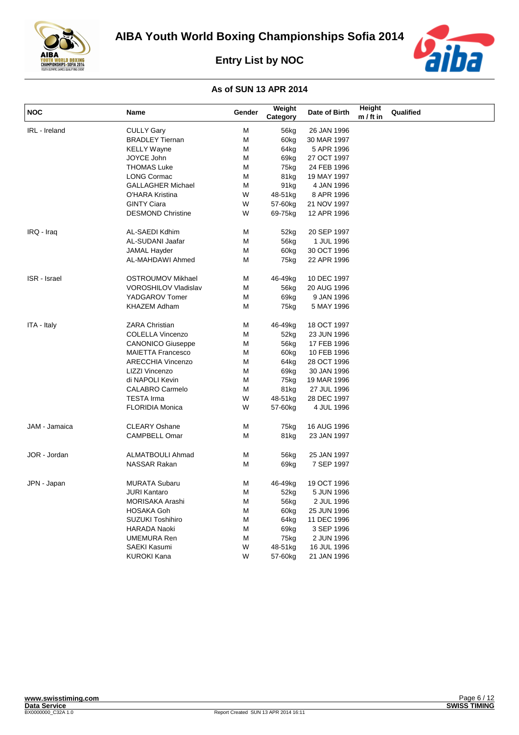# AIBA Youth World Boxing Championships Sofia 2014

## Entry List by NOC

### As of SUN 13 APR 2014

| NOC | Name | Gender | Weight Category | Date of Birth | Height m / ft in | Qualified |
|---|---|---|---|---|---|---|
| IRL - Ireland | CULLY Gary | M | 56kg | 26 JAN 1996 | | |
| | BRADLEY Tiernan | M | 60kg | 30 MAR 1997 | | |
| | KELLY Wayne | M | 64kg | 5 APR 1996 | | |
| | JOYCE John | M | 69kg | 27 OCT 1997 | | |
| | THOMAS Luke | M | 75kg | 24 FEB 1996 | | |
| | LONG Cormac | M | 81kg | 19 MAY 1997 | | |
| | GALLAGHER Michael | M | 91kg | 4 JAN 1996 | | |
| | O'HARA Kristina | W | 48-51kg | 8 APR 1996 | | |
| | GINTY Ciara | W | 57-60kg | 21 NOV 1997 | | |
| | DESMOND Christine | W | 69-75kg | 12 APR 1996 | | |
| IRQ - Iraq | AL-SAEDI Kdhim | M | 52kg | 20 SEP 1997 | | |
| | AL-SUDANI Jaafar | M | 56kg | 1 JUL 1996 | | |
| | JAMAL Hayder | M | 60kg | 30 OCT 1996 | | |
| | AL-MAHDAWI Ahmed | M | 75kg | 22 APR 1996 | | |
| ISR - Israel | OSTROUMOV Mikhael | M | 46-49kg | 10 DEC 1997 | | |
| | VOROSHILOV Vladislav | M | 56kg | 20 AUG 1996 | | |
| | YADGAROV Tomer | M | 69kg | 9 JAN 1996 | | |
| | KHAZEM Adham | M | 75kg | 5 MAY 1996 | | |
| ITA - Italy | ZARA Christian | M | 46-49kg | 18 OCT 1997 | | |
| | COLELLA Vincenzo | M | 52kg | 23 JUN 1996 | | |
| | CANONICO Giuseppe | M | 56kg | 17 FEB 1996 | | |
| | MAIETTA Francesco | M | 60kg | 10 FEB 1996 | | |
| | ARECCHIA Vincenzo | M | 64kg | 28 OCT 1996 | | |
| | LIZZI Vincenzo | M | 69kg | 30 JAN 1996 | | |
| | di NAPOLI Kevin | M | 75kg | 19 MAR 1996 | | |
| | CALABRO Carmelo | M | 81kg | 27 JUL 1996 | | |
| | TESTA Irma | W | 48-51kg | 28 DEC 1997 | | |
| | FLORIDIA Monica | W | 57-60kg | 4 JUL 1996 | | |
| JAM - Jamaica | CLEARY Oshane | M | 75kg | 16 AUG 1996 | | |
| | CAMPBELL Omar | M | 81kg | 23 JAN 1997 | | |
| JOR - Jordan | ALMATBOULI Ahmad | M | 56kg | 25 JAN 1997 | | |
| | NASSAR Rakan | M | 69kg | 7 SEP 1997 | | |
| JPN - Japan | MURATA Subaru | M | 46-49kg | 19 OCT 1996 | | |
| | JURI Kantaro | M | 52kg | 5 JUN 1996 | | |
| | MORISAKA Arashi | M | 56kg | 2 JUL 1996 | | |
| | HOSAKA Goh | M | 60kg | 25 JUN 1996 | | |
| | SUZUKI Toshihiro | M | 64kg | 11 DEC 1996 | | |
| | HARADA Naoki | M | 69kg | 3 SEP 1996 | | |
| | UMEMURA Ren | M | 75kg | 2 JUN 1996 | | |
| | SAEKI Kasumi | W | 48-51kg | 16 JUL 1996 | | |
| | KUROKI Kana | W | 57-60kg | 21 JAN 1996 | | |

www.swisstiming.com
Data Service
BX0000000_C32A 1.0

Report Created SUN 13 APR 2014 16:11

SWISS TIMING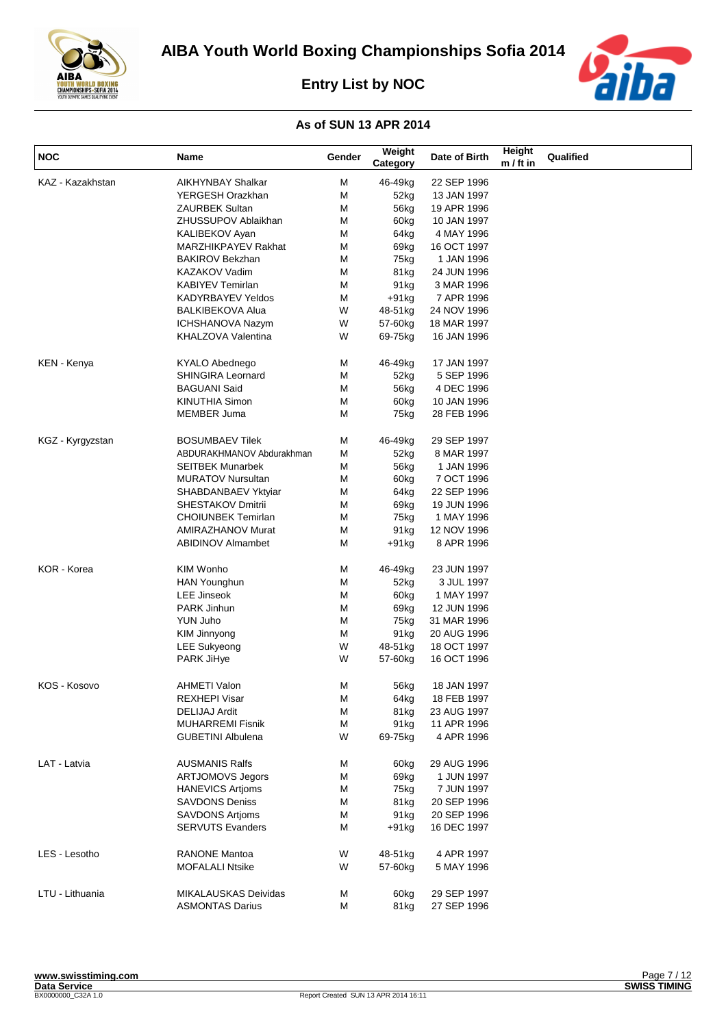# AIBA Youth World Boxing Championships Sofia 2014

## Entry List by NOC

### As of SUN 13 APR 2014

| NOC | Name | Gender | Weight Category | Date of Birth | Height m / ft in | Qualified |
|---|---|---|---|---|---|---|
| KAZ - Kazakhstan | AIKHYNBAY Shalkar | M | 46-49kg | 22 SEP 1996 | | |
| | YERGESH Orazkhan | M | 52kg | 13 JAN 1997 | | |
| | ZAURBEK Sultan | M | 56kg | 19 APR 1996 | | |
| | ZHUSSUPOV Ablaikhan | M | 60kg | 10 JAN 1997 | | |
| | KALIBEKOV Ayan | M | 64kg | 4 MAY 1996 | | |
| | MARZHIKPAYEV Rakhat | M | 69kg | 16 OCT 1997 | | |
| | BAKIROV Bekzhan | M | 75kg | 1 JAN 1996 | | |
| | KAZAKOV Vadim | M | 81kg | 24 JUN 1996 | | |
| | KABIYEV Temirlan | M | 91kg | 3 MAR 1996 | | |
| | KADYRBAYEV Yeldos | M | +91kg | 7 APR 1996 | | |
| | BALKIBEKOVA Alua | W | 48-51kg | 24 NOV 1996 | | |
| | ICHSHANOVA Nazym | W | 57-60kg | 18 MAR 1997 | | |
| | KHALZOVA Valentina | W | 69-75kg | 16 JAN 1996 | | |
| KEN - Kenya | KYALO Abednego | M | 46-49kg | 17 JAN 1997 | | |
| | SHINGIRA Leornard | M | 52kg | 5 SEP 1996 | | |
| | BAGUANI Said | M | 56kg | 4 DEC 1996 | | |
| | KINUTHIA Simon | M | 60kg | 10 JAN 1996 | | |
| | MEMBER Juma | M | 75kg | 28 FEB 1996 | | |
| KGZ - Kyrgyzstan | BOSUMBAEV Tilek | M | 46-49kg | 29 SEP 1997 | | |
| | ABDURAKHMANOV Abdurakhman | M | 52kg | 8 MAR 1997 | | |
| | SEITBEK Munarbek | M | 56kg | 1 JAN 1996 | | |
| | MURATOV Nursultan | M | 60kg | 7 OCT 1996 | | |
| | SHABDANBAEV Yktyiar | M | 64kg | 22 SEP 1996 | | |
| | SHESTAKOV Dmitrii | M | 69kg | 19 JUN 1996 | | |
| | CHOIUNBEK Temirlan | M | 75kg | 1 MAY 1996 | | |
| | AMIRAZHANOV Murat | M | 91kg | 12 NOV 1996 | | |
| | ABIDINOV Almambet | M | +91kg | 8 APR 1996 | | |
| KOR - Korea | KIM Wonho | M | 46-49kg | 23 JUN 1997 | | |
| | HAN Younghun | M | 52kg | 3 JUL 1997 | | |
| | LEE Jinseok | M | 60kg | 1 MAY 1997 | | |
| | PARK Jinhun | M | 69kg | 12 JUN 1996 | | |
| | YUN Juho | M | 75kg | 31 MAR 1996 | | |
| | KIM Jinnyong | M | 91kg | 20 AUG 1996 | | |
| | LEE Sukyeong | W | 48-51kg | 18 OCT 1997 | | |
| | PARK JiHye | W | 57-60kg | 16 OCT 1996 | | |
| KOS - Kosovo | AHMETI Valon | M | 56kg | 18 JAN 1997 | | |
| | REXHEPI Visar | M | 64kg | 18 FEB 1997 | | |
| | DELIJAJ Ardit | M | 81kg | 23 AUG 1997 | | |
| | MUHARREMI Fisnik | M | 91kg | 11 APR 1996 | | |
| | GUBETINI Albulena | W | 69-75kg | 4 APR 1996 | | |
| LAT - Latvia | AUSMANIS Ralfs | M | 60kg | 29 AUG 1996 | | |
| | ARTJOMOVS Jegors | M | 69kg | 1 JUN 1997 | | |
| | HANEVICS Artjoms | M | 75kg | 7 JUN 1997 | | |
| | SAVDONS Deniss | M | 81kg | 20 SEP 1996 | | |
| | SAVDONS Artjoms | M | 91kg | 20 SEP 1996 | | |
| | SERVUTS Evanders | M | +91kg | 16 DEC 1997 | | |
| LES - Lesotho | RANONE Mantoa | W | 48-51kg | 4 APR 1997 | | |
| | MOFALALI Ntsike | W | 57-60kg | 5 MAY 1996 | | |
| LTU - Lithuania | MIKALAUSKAS Deividas | M | 60kg | 29 SEP 1997 | | |
| | ASMONTAS Darius | M | 81kg | 27 SEP 1996 | | |

www.swisstiming.com
Data Service
BX0000000_C32A 1.0

Report Created SUN 13 APR 2014 16:11

SWISS TIMING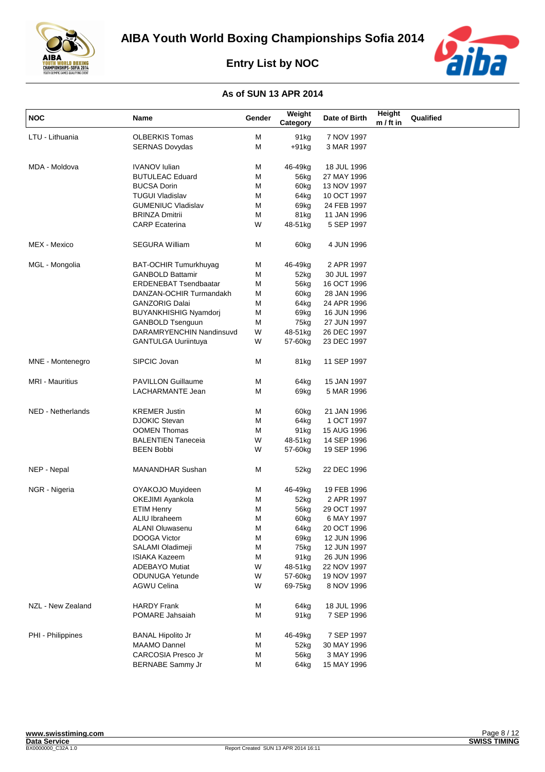# AIBA Youth World Boxing Championships Sofia 2014

## Entry List by NOC

### As of SUN 13 APR 2014

| NOC | Name | Gender | Weight Category | Date of Birth | Height m / ft in | Qualified |
|---|---|---|---|---|---|---|
| LTU - Lithuania | OLBERKIS Tomas | M | 91kg | 7 NOV 1997 | | |
| | SERNAS Dovydas | M | +91kg | 3 MAR 1997 | | |
| MDA - Moldova | IVANOV Iulian | M | 46-49kg | 18 JUL 1996 | | |
| | BUTULEAC Eduard | M | 56kg | 27 MAY 1996 | | |
| | BUCSA Dorin | M | 60kg | 13 NOV 1997 | | |
| | TUGUI Vladislav | M | 64kg | 10 OCT 1997 | | |
| | GUMENIUC Vladislav | M | 69kg | 24 FEB 1997 | | |
| | BRINZA Dmitrii | M | 81kg | 11 JAN 1996 | | |
| | CARP Ecaterina | W | 48-51kg | 5 SEP 1997 | | |
| MEX - Mexico | SEGURA William | M | 60kg | 4 JUN 1996 | | |
| MGL - Mongolia | BAT-OCHIR Tumurkhuyag | M | 46-49kg | 2 APR 1997 | | |
| | GANBOLD Battamir | M | 52kg | 30 JUL 1997 | | |
| | ERDENEBAT Tsendbaatar | M | 56kg | 16 OCT 1996 | | |
| | DANZAN-OCHIR Turmandakh | M | 60kg | 28 JAN 1996 | | |
| | GANZORIG Dalai | M | 64kg | 24 APR 1996 | | |
| | BUYANKHISHIG Nyamdorj | M | 69kg | 16 JUN 1996 | | |
| | GANBOLD Tsenguun | M | 75kg | 27 JUN 1997 | | |
| | DARAMRYENCHIN Nandinsuvd | W | 48-51kg | 26 DEC 1997 | | |
| | GANTULGA Uuriintuya | W | 57-60kg | 23 DEC 1997 | | |
| MNE - Montenegro | SIPCIC Jovan | M | 81kg | 11 SEP 1997 | | |
| MRI - Mauritius | PAVILLON Guillaume | M | 64kg | 15 JAN 1997 | | |
| | LACHARMANTE Jean | M | 69kg | 5 MAR 1996 | | |
| NED - Netherlands | KREMER Justin | M | 60kg | 21 JAN 1996 | | |
| | DJOKIC Stevan | M | 64kg | 1 OCT 1997 | | |
| | OOMEN Thomas | M | 91kg | 15 AUG 1996 | | |
| | BALENTIEN Taneceia | W | 48-51kg | 14 SEP 1996 | | |
| | BEEN Bobbi | W | 57-60kg | 19 SEP 1996 | | |
| NEP - Nepal | MANANDHAR Sushan | M | 52kg | 22 DEC 1996 | | |
| NGR - Nigeria | OYAKOJO Muyideen | M | 46-49kg | 19 FEB 1996 | | |
| | OKEJIMI Ayankola | M | 52kg | 2 APR 1997 | | |
| | ETIM Henry | M | 56kg | 29 OCT 1997 | | |
| | ALIU Ibraheem | M | 60kg | 6 MAY 1997 | | |
| | ALANI Oluwasenu | M | 64kg | 20 OCT 1996 | | |
| | DOOGA Victor | M | 69kg | 12 JUN 1996 | | |
| | SALAMI Oladimeji | M | 75kg | 12 JUN 1997 | | |
| | ISIAKA Kazeem | M | 91kg | 26 JUN 1996 | | |
| | ADEBAYO Mutiat | W | 48-51kg | 22 NOV 1997 | | |
| | ODUNUGA Yetunde | W | 57-60kg | 19 NOV 1997 | | |
| | AGWU Celina | W | 69-75kg | 8 NOV 1996 | | |
| NZL - New Zealand | HARDY Frank | M | 64kg | 18 JUL 1996 | | |
| | POMARE Jahsaiah | M | 91kg | 7 SEP 1996 | | |
| PHI - Philippines | BANAL Hipolito Jr | M | 46-49kg | 7 SEP 1997 | | |
| | MAAMO Dannel | M | 52kg | 30 MAY 1996 | | |
| | CARCOSIA Presco Jr | M | 56kg | 3 MAY 1996 | | |
| | BERNABE Sammy Jr | M | 64kg | 15 MAY 1996 | | |

www.swisstiming.com
Data Service
BX0000000_C32A 1.0
Report Created SUN 13 APR 2014 16:11
SWISS TIMING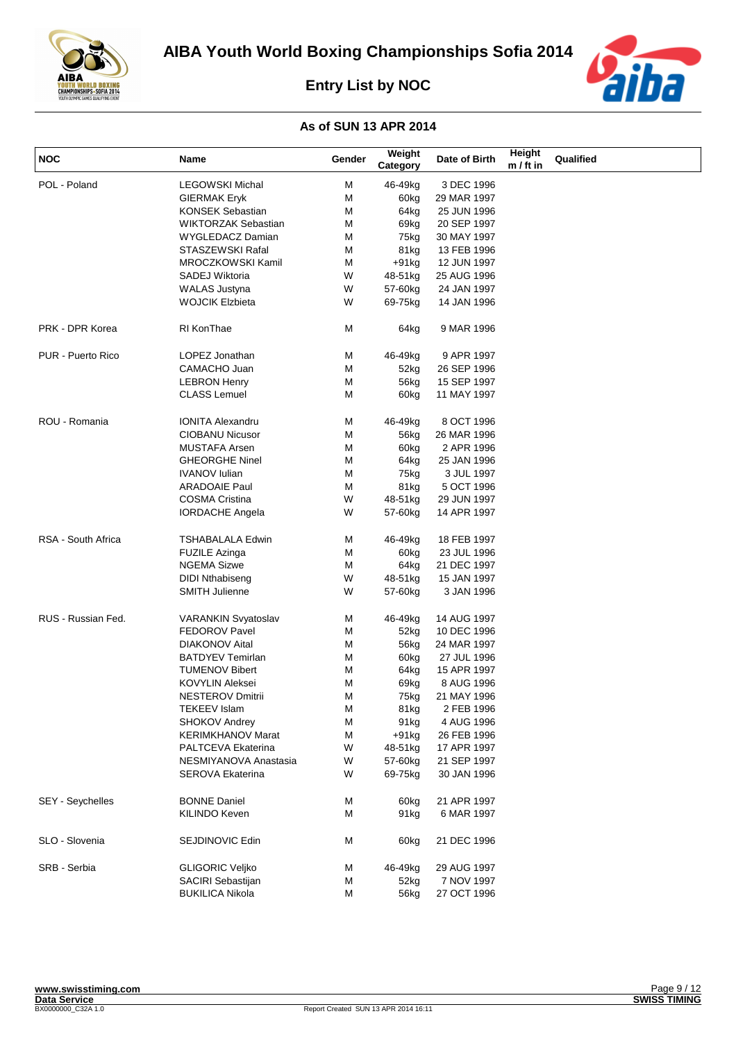# AIBA Youth World Boxing Championships Sofia 2014

## Entry List by NOC

### As of SUN 13 APR 2014

| NOC | Name | Gender | Weight Category | Date of Birth | Height m / ft in | Qualified |
|---|---|---|---|---|---|---|
| POL - Poland | LEGOWSKI Michal | M | 46-49kg | 3 DEC 1996 | | |
| | GIERMAK Eryk | M | 60kg | 29 MAR 1997 | | |
| | KONSEK Sebastian | M | 64kg | 25 JUN 1996 | | |
| | WIKTORZAK Sebastian | M | 69kg | 20 SEP 1997 | | |
| | WYGLEDACZ Damian | M | 75kg | 30 MAY 1997 | | |
| | STASZEWSKI Rafal | M | 81kg | 13 FEB 1996 | | |
| | MROCZKOWSKI Kamil | M | +91kg | 12 JUN 1997 | | |
| | SADEJ Wiktoria | W | 48-51kg | 25 AUG 1996 | | |
| | WALAS Justyna | W | 57-60kg | 24 JAN 1997 | | |
| | WOJCIK Elzbieta | W | 69-75kg | 14 JAN 1996 | | |
| PRK - DPR Korea | RI KonThae | M | 64kg | 9 MAR 1996 | | |
| PUR - Puerto Rico | LOPEZ Jonathan | M | 46-49kg | 9 APR 1997 | | |
| | CAMACHO Juan | M | 52kg | 26 SEP 1996 | | |
| | LEBRON Henry | M | 56kg | 15 SEP 1997 | | |
| | CLASS Lemuel | M | 60kg | 11 MAY 1997 | | |
| ROU - Romania | IONITA Alexandru | M | 46-49kg | 8 OCT 1996 | | |
| | CIOBANU Nicusor | M | 56kg | 26 MAR 1996 | | |
| | MUSTAFA Arsen | M | 60kg | 2 APR 1996 | | |
| | GHEORGHE Ninel | M | 64kg | 25 JAN 1996 | | |
| | IVANOV Iulian | M | 75kg | 3 JUL 1997 | | |
| | ARADOAIE Paul | M | 81kg | 5 OCT 1996 | | |
| | COSMA Cristina | W | 48-51kg | 29 JUN 1997 | | |
| | IORDACHE Angela | W | 57-60kg | 14 APR 1997 | | |
| RSA - South Africa | TSHABALALA Edwin | M | 46-49kg | 18 FEB 1997 | | |
| | FUZILE Azinga | M | 60kg | 23 JUL 1996 | | |
| | NGEMA Sizwe | M | 64kg | 21 DEC 1997 | | |
| | DIDI Nthabiseng | W | 48-51kg | 15 JAN 1997 | | |
| | SMITH Julienne | W | 57-60kg | 3 JAN 1996 | | |
| RUS - Russian Fed. | VARANKIN Svyatoslav | M | 46-49kg | 14 AUG 1997 | | |
| | FEDOROV Pavel | M | 52kg | 10 DEC 1996 | | |
| | DIAKONOV Aital | M | 56kg | 24 MAR 1997 | | |
| | BATDYEV Temirlan | M | 60kg | 27 JUL 1996 | | |
| | TUMENOV Bibert | M | 64kg | 15 APR 1997 | | |
| | KOVYLIN Aleksei | M | 69kg | 8 AUG 1996 | | |
| | NESTEROV Dmitrii | M | 75kg | 21 MAY 1996 | | |
| | TEKEEV Islam | M | 81kg | 2 FEB 1996 | | |
| | SHOKOV Andrey | M | 91kg | 4 AUG 1996 | | |
| | KERIMKHANOV Marat | M | +91kg | 26 FEB 1996 | | |
| | PALTCEVA Ekaterina | W | 48-51kg | 17 APR 1997 | | |
| | NESMIYANOVA Anastasia | W | 57-60kg | 21 SEP 1997 | | |
| | SEROVA Ekaterina | W | 69-75kg | 30 JAN 1996 | | |
| SEY - Seychelles | BONNE Daniel | M | 60kg | 21 APR 1997 | | |
| | KILINDO Keven | M | 91kg | 6 MAR 1997 | | |
| SLO - Slovenia | SEJDINOVIC Edin | M | 60kg | 21 DEC 1996 | | |
| SRB - Serbia | GLIGORIC Veljko | M | 46-49kg | 29 AUG 1997 | | |
| | SACIRI Sebastijan | M | 52kg | 7 NOV 1997 | | |
| | BUKILICA Nikola | M | 56kg | 27 OCT 1996 | | |

www.swisstiming.com
Data Service
BX0000000_C32A 1.0 Report Created SUN 13 APR 2014 16:11
SWISS TIMING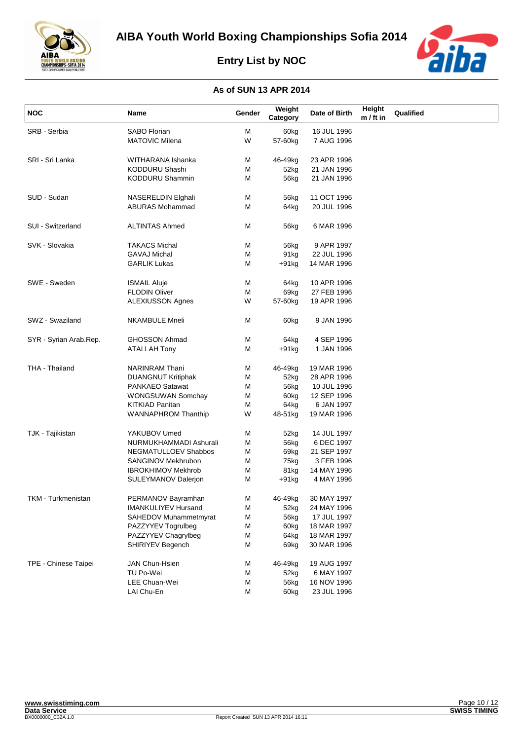# AIBA Youth World Boxing Championships Sofia 2014

## Entry List by NOC

### As of SUN 13 APR 2014

| NOC | Name | Gender | Weight Category | Date of Birth | Height m / ft in | Qualified |
|---|---|---|---|---|---|---|
| SRB - Serbia | SABO Florian | M | 60kg | 16 JUL 1996 | | |
| | MATOVIC Milena | W | 57-60kg | 7 AUG 1996 | | |
| SRI - Sri Lanka | WITHARANA Ishanka | M | 46-49kg | 23 APR 1996 | | |
| | KODDURU Shashi | M | 52kg | 21 JAN 1996 | | |
| | KODDURU Shammin | M | 56kg | 21 JAN 1996 | | |
| SUD - Sudan | NASERELDIN Elghali | M | 56kg | 11 OCT 1996 | | |
| | ABURAS Mohammad | M | 64kg | 20 JUL 1996 | | |
| SUI - Switzerland | ALTINTAS Ahmed | M | 56kg | 6 MAR 1996 | | |
| SVK - Slovakia | TAKACS Michal | M | 56kg | 9 APR 1997 | | |
| | GAVAJ Michal | M | 91kg | 22 JUL 1996 | | |
| | GARLIK Lukas | M | +91kg | 14 MAR 1996 | | |
| SWE - Sweden | ISMAIL Aluje | M | 64kg | 10 APR 1996 | | |
| | FLODIN Oliver | M | 69kg | 27 FEB 1996 | | |
| | ALEXIUSSON Agnes | W | 57-60kg | 19 APR 1996 | | |
| SWZ - Swaziland | NKAMBULE Mneli | M | 60kg | 9 JAN 1996 | | |
| SYR - Syrian Arab.Rep. | GHOSSON Ahmad | M | 64kg | 4 SEP 1996 | | |
| | ATALLAH Tony | M | +91kg | 1 JAN 1996 | | |
| THA - Thailand | NARINRAM Thani | M | 46-49kg | 19 MAR 1996 | | |
| | DUANGNUT Kritiphak | M | 52kg | 28 APR 1996 | | |
| | PANKAEO Satawat | M | 56kg | 10 JUL 1996 | | |
| | WONGSUWAN Somchay | M | 60kg | 12 SEP 1996 | | |
| | KITKIAD Panitan | M | 64kg | 6 JAN 1997 | | |
| | WANNAPHROM Thanthip | W | 48-51kg | 19 MAR 1996 | | |
| TJK - Tajikistan | YAKUBOV Umed | M | 52kg | 14 JUL 1997 | | |
| | NURMUKHAMMADI Ashurali | M | 56kg | 6 DEC 1997 | | |
| | NEGMATULLOEV Shabbos | M | 69kg | 21 SEP 1997 | | |
| | SANGINOV Mekhrubon | M | 75kg | 3 FEB 1996 | | |
| | IBROKHIMOV Mekhrob | M | 81kg | 14 MAY 1996 | | |
| | SULEYMANOV Dalerjon | M | +91kg | 4 MAY 1996 | | |
| TKM - Turkmenistan | PERMANOV Bayramhan | M | 46-49kg | 30 MAY 1997 | | |
| | IMANKULIYEV Hursand | M | 52kg | 24 MAY 1996 | | |
| | SAHEDOV Muhammetmyrat | M | 56kg | 17 JUL 1997 | | |
| | PAZZYYEV Togrulbeg | M | 60kg | 18 MAR 1997 | | |
| | PAZZYYEV Chagrylbeg | M | 64kg | 18 MAR 1997 | | |
| | SHIRIYEV Begench | M | 69kg | 30 MAR 1996 | | |
| TPE - Chinese Taipei | JAN Chun-Hsien | M | 46-49kg | 19 AUG 1997 | | |
| | TU Po-Wei | M | 52kg | 6 MAY 1997 | | |
| | LEE Chuan-Wei | M | 56kg | 16 NOV 1996 | | |
| | LAI Chu-En | M | 60kg | 23 JUL 1996 | | |

www.swisstiming.com
Data Service
BX0000000_C32A 1.0
Report Created SUN 13 APR 2014 16:11
SWISS TIMING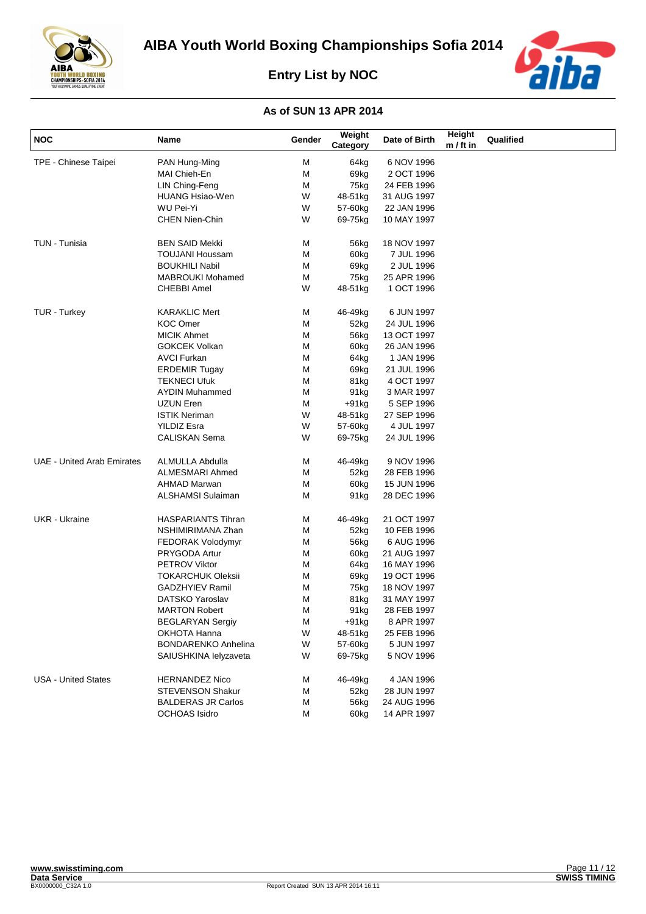# AIBA Youth World Boxing Championships Sofia 2014

## Entry List by NOC

### As of SUN 13 APR 2014

| NOC | Name | Gender | Weight Category | Date of Birth | Height m / ft in | Qualified |
|---|---|---|---|---|---|---|
| TPE - Chinese Taipei | PAN Hung-Ming | M | 64kg | 6 NOV 1996 | | |
| | MAI Chieh-En | M | 69kg | 2 OCT 1996 | | |
| | LIN Ching-Feng | M | 75kg | 24 FEB 1996 | | |
| | HUANG Hsiao-Wen | W | 48-51kg | 31 AUG 1997 | | |
| | WU Pei-Yi | W | 57-60kg | 22 JAN 1996 | | |
| | CHEN Nien-Chin | W | 69-75kg | 10 MAY 1997 | | |
| TUN - Tunisia | BEN SAID Mekki | M | 56kg | 18 NOV 1997 | | |
| | TOUJANI Houssam | M | 60kg | 7 JUL 1996 | | |
| | BOUKHILI Nabil | M | 69kg | 2 JUL 1996 | | |
| | MABROUKI Mohamed | M | 75kg | 25 APR 1996 | | |
| | CHEBBI Amel | W | 48-51kg | 1 OCT 1996 | | |
| TUR - Turkey | KARAKLIC Mert | M | 46-49kg | 6 JUN 1997 | | |
| | KOC Omer | M | 52kg | 24 JUL 1996 | | |
| | MICIK Ahmet | M | 56kg | 13 OCT 1997 | | |
| | GOKCEK Volkan | M | 60kg | 26 JAN 1996 | | |
| | AVCI Furkan | M | 64kg | 1 JAN 1996 | | |
| | ERDEMIR Tugay | M | 69kg | 21 JUL 1996 | | |
| | TEKNECI Ufuk | M | 81kg | 4 OCT 1997 | | |
| | AYDIN Muhammed | M | 91kg | 3 MAR 1997 | | |
| | UZUN Eren | M | +91kg | 5 SEP 1996 | | |
| | ISTIK Neriman | W | 48-51kg | 27 SEP 1996 | | |
| | YILDIZ Esra | W | 57-60kg | 4 JUL 1997 | | |
| | CALISKAN Sema | W | 69-75kg | 24 JUL 1996 | | |
| UAE - United Arab Emirates | ALMULLA Abdulla | M | 46-49kg | 9 NOV 1996 | | |
| | ALMESMARI Ahmed | M | 52kg | 28 FEB 1996 | | |
| | AHMAD Marwan | M | 60kg | 15 JUN 1996 | | |
| | ALSHAMSI Sulaiman | M | 91kg | 28 DEC 1996 | | |
| UKR - Ukraine | HASPARIANTS Tihran | M | 46-49kg | 21 OCT 1997 | | |
| | NSHIMIRIMANA Zhan | M | 52kg | 10 FEB 1996 | | |
| | FEDORAK Volodymyr | M | 56kg | 6 AUG 1996 | | |
| | PRYGODA Artur | M | 60kg | 21 AUG 1997 | | |
| | PETROV Viktor | M | 64kg | 16 MAY 1996 | | |
| | TOKARCHUK Oleksii | M | 69kg | 19 OCT 1996 | | |
| | GADZHYIEV Ramil | M | 75kg | 18 NOV 1997 | | |
| | DATSKO Yaroslav | M | 81kg | 31 MAY 1997 | | |
| | MARTON Robert | M | 91kg | 28 FEB 1997 | | |
| | BEGLARYAN Sergiy | M | +91kg | 8 APR 1997 | | |
| | OKHOTA Hanna | W | 48-51kg | 25 FEB 1996 | | |
| | BONDARENKO Anhelina | W | 57-60kg | 5 JUN 1997 | | |
| | SAIUSHKINA Ielyzaveta | W | 69-75kg | 5 NOV 1996 | | |
| USA - United States | HERNANDEZ Nico | M | 46-49kg | 4 JAN 1996 | | |
| | STEVENSON Shakur | M | 52kg | 28 JUN 1997 | | |
| | BALDERAS JR Carlos | M | 56kg | 24 AUG 1996 | | |
| | OCHOAS Isidro | M | 60kg | 14 APR 1997 | | |

www.swisstiming.com
Data Service
BX0000000_C32A 1.0

Report Created SUN 13 APR 2014 16:11

SWISS TIMING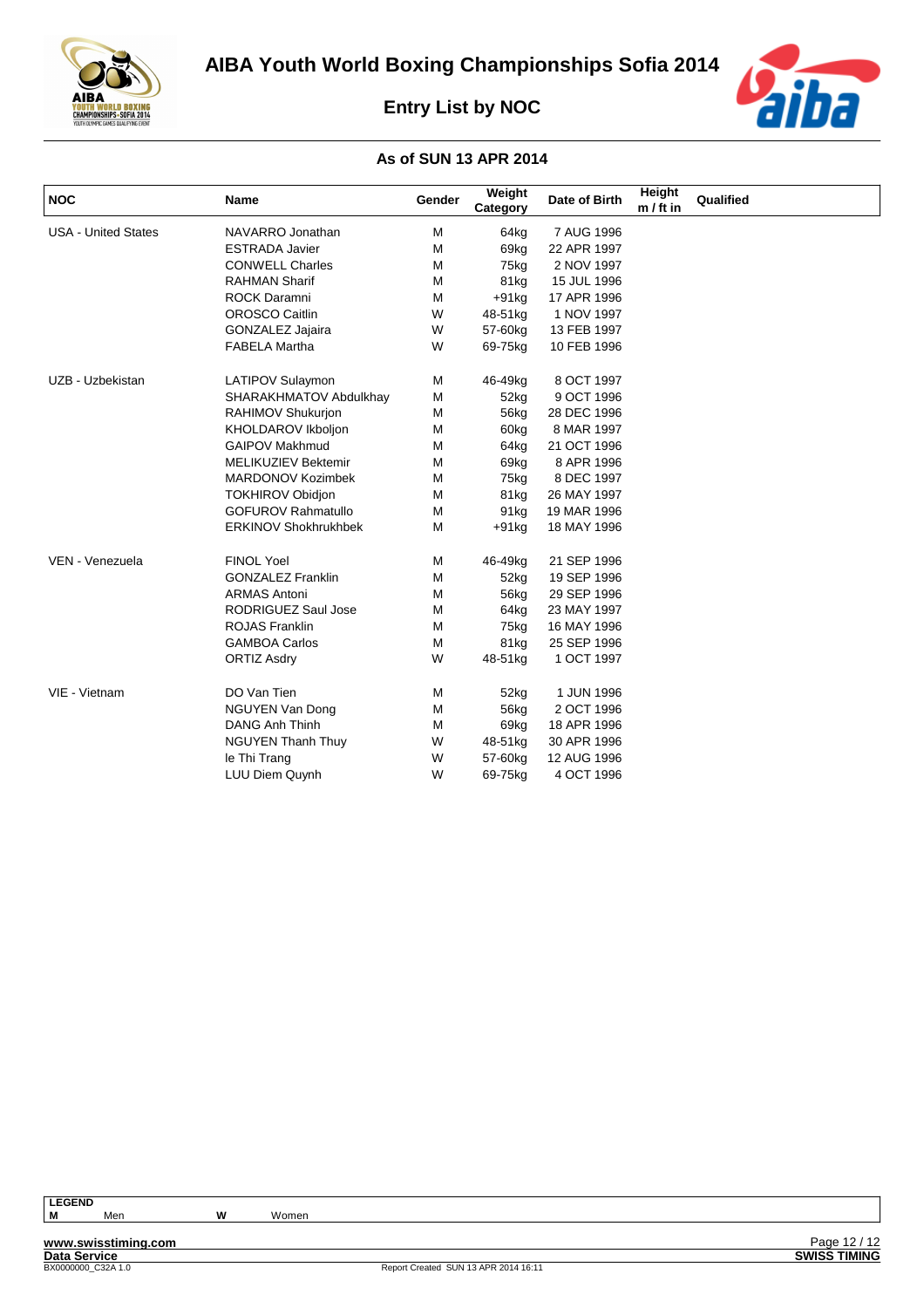# AIBA Youth World Boxing Championships Sofia 2014

## Entry List by NOC

### As of SUN 13 APR 2014

| NOC | Name | Gender | Weight Category | Date of Birth | Height m / ft in | Qualified |
|---|---|---|---|---|---|---|
| USA - United States | NAVARRO Jonathan | M | 64kg | 7 AUG 1996 | | |
| | ESTRADA Javier | M | 69kg | 22 APR 1997 | | |
| | CONWELL Charles | M | 75kg | 2 NOV 1997 | | |
| | RAHMAN Sharif | M | 81kg | 15 JUL 1996 | | |
| | ROCK Daramni | M | +91kg | 17 APR 1996 | | |
| | OROSCO Caitlin | W | 48-51kg | 1 NOV 1997 | | |
| | GONZALEZ Jajaira | W | 57-60kg | 13 FEB 1997 | | |
| | FABELA Martha | W | 69-75kg | 10 FEB 1996 | | |
| UZB - Uzbekistan | LATIPOV Sulaymon | M | 46-49kg | 8 OCT 1997 | | |
| | SHARAKHMATOV Abdulkhay | M | 52kg | 9 OCT 1996 | | |
| | RAHIMOV Shukurjon | M | 56kg | 28 DEC 1996 | | |
| | KHOLDAROV Ikboljon | M | 60kg | 8 MAR 1997 | | |
| | GAIPOV Makhmud | M | 64kg | 21 OCT 1996 | | |
| | MELIKUZIEV Bektemir | M | 69kg | 8 APR 1996 | | |
| | MARDONOV Kozimbek | M | 75kg | 8 DEC 1997 | | |
| | TOKHIROV Obidjon | M | 81kg | 26 MAY 1997 | | |
| | GOFUROV Rahmatullo | M | 91kg | 19 MAR 1996 | | |
| | ERKINOV Shokhrukhbek | M | +91kg | 18 MAY 1996 | | |
| VEN - Venezuela | FINOL Yoel | M | 46-49kg | 21 SEP 1996 | | |
| | GONZALEZ Franklin | M | 52kg | 19 SEP 1996 | | |
| | ARMAS Antoni | M | 56kg | 29 SEP 1996 | | |
| | RODRIGUEZ Saul Jose | M | 64kg | 23 MAY 1997 | | |
| | ROJAS Franklin | M | 75kg | 16 MAY 1996 | | |
| | GAMBOA Carlos | M | 81kg | 25 SEP 1996 | | |
| | ORTIZ Asdry | W | 48-51kg | 1 OCT 1997 | | |
| VIE - Vietnam | DO Van Tien | M | 52kg | 1 JUN 1996 | | |
| | NGUYEN Van Dong | M | 56kg | 2 OCT 1996 | | |
| | DANG Anh Thinh | M | 69kg | 18 APR 1996 | | |
| | NGUYEN Thanh Thuy | W | 48-51kg | 30 APR 1996 | | |
| | le Thi Trang | W | 57-60kg | 12 AUG 1996 | | |
| | LUU Diem Quynh | W | 69-75kg | 4 OCT 1996 | | |

**LEGEND**

| | | | |
|---|---|---|---|
| **M** | Men | **W** | Women |

**www.swisstiming.com**
**Data Service**
BX0000000_C32A 1.0

Report Created SUN 13 APR 2014 16:11

**SWISS TIMING**